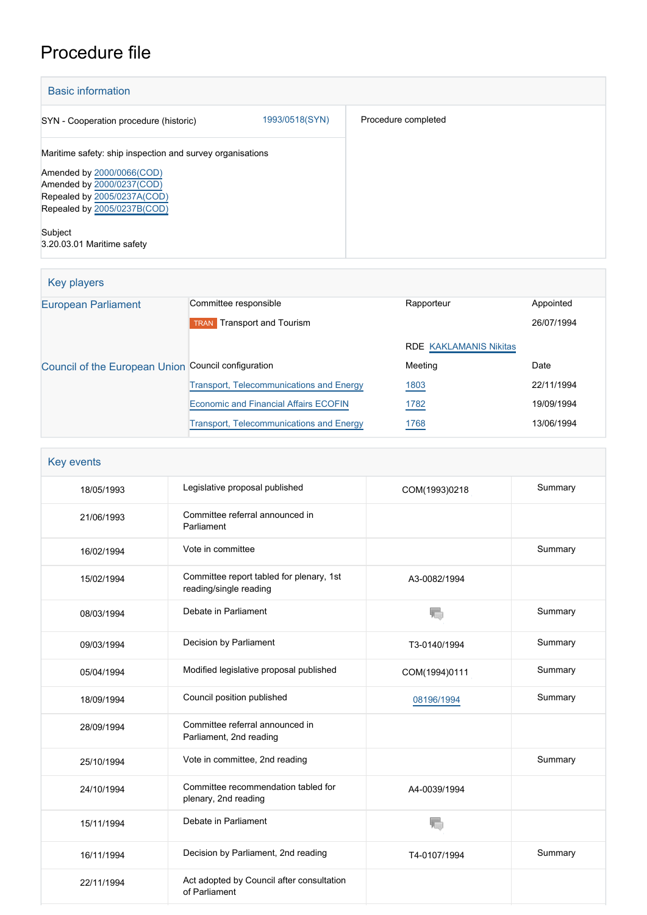# Procedure file

## Basic information

| | | |
|---|---|---|
| SYN - Cooperation procedure (historic) | 1993/0518(SYN) | Procedure completed |

Maritime safety: ship inspection and survey organisations

Amended by 2000/0066(COD)
Amended by 2000/0237(COD)
Repealed by 2005/0237A(COD)
Repealed by 2005/0237B(COD)

Subject
3.20.03.01 Maritime safety

## Key players

| | | | |
|---|---|---|---|
| European Parliament | Committee responsible | Rapporteur | Appointed |
| | TRAN Transport and Tourism | | 26/07/1994 |
| | | RDE KAKLAMANIS Nikitas | |
| Council of the European Union | Council configuration | Meeting | Date |
| | Transport, Telecommunications and Energy | 1803 | 22/11/1994 |
| | Economic and Financial Affairs ECOFIN | 1782 | 19/09/1994 |
| | Transport, Telecommunications and Energy | 1768 | 13/06/1994 |

## Key events

| | | | |
|---|---|---|---|
| 18/05/1993 | Legislative proposal published | COM(1993)0218 | Summary |
| 21/06/1993 | Committee referral announced in Parliament | | |
| 16/02/1994 | Vote in committee | | Summary |
| 15/02/1994 | Committee report tabled for plenary, 1st reading/single reading | A3-0082/1994 | |
| 08/03/1994 | Debate in Parliament | | Summary |
| 09/03/1994 | Decision by Parliament | T3-0140/1994 | Summary |
| 05/04/1994 | Modified legislative proposal published | COM(1994)0111 | Summary |
| 18/09/1994 | Council position published | 08196/1994 | Summary |
| 28/09/1994 | Committee referral announced in Parliament, 2nd reading | | |
| 25/10/1994 | Vote in committee, 2nd reading | | Summary |
| 24/10/1994 | Committee recommendation tabled for plenary, 2nd reading | A4-0039/1994 | |
| 15/11/1994 | Debate in Parliament | | |
| 16/11/1994 | Decision by Parliament, 2nd reading | T4-0107/1994 | Summary |
| 22/11/1994 | Act adopted by Council after consultation of Parliament | | |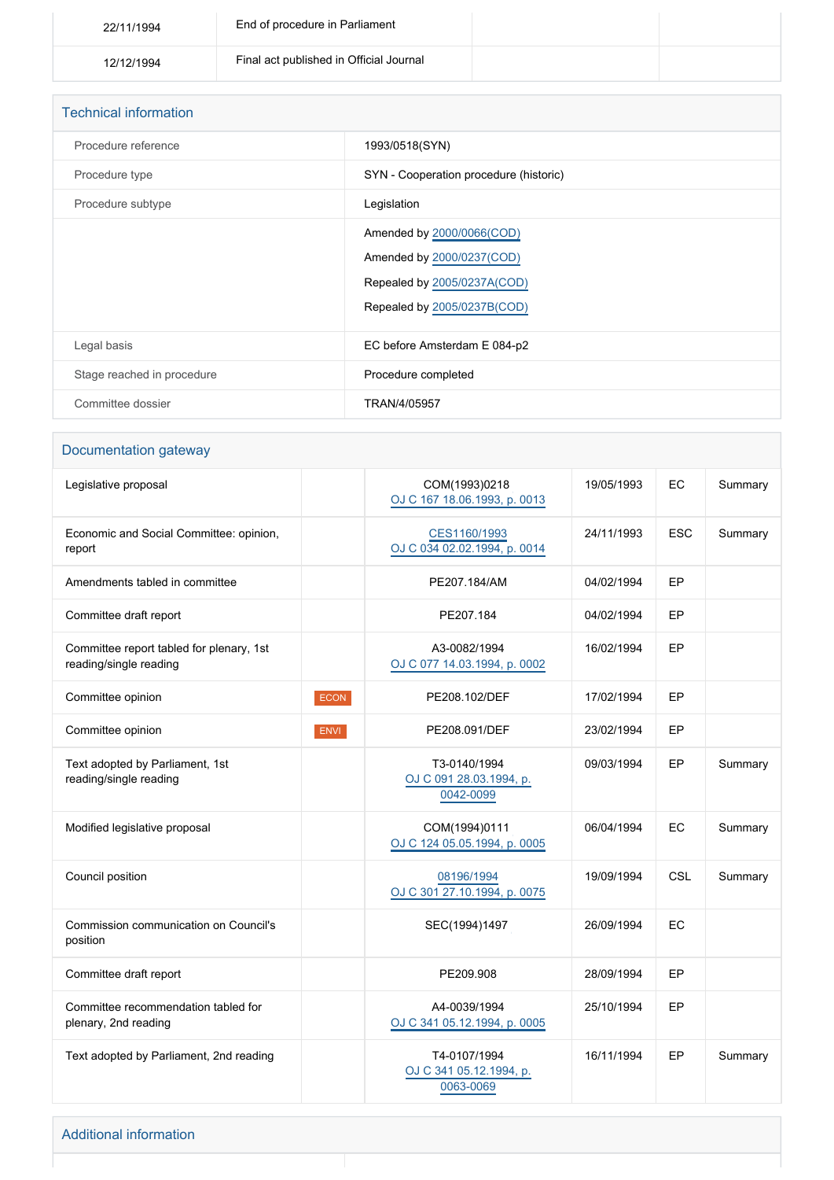| | | | |
|---|---|---|---|
| 22/11/1994 | End of procedure in Parliament | | |
| 12/12/1994 | Final act published in Official Journal | | |

## Technical information

| | |
|---|---|
| Procedure reference | 1993/0518(SYN) |
| Procedure type | SYN - Cooperation procedure (historic) |
| Procedure subtype | Legislation |
| | Amended by 2000/0066(COD)<br>Amended by 2000/0237(COD)<br>Repealed by 2005/0237A(COD)<br>Repealed by 2005/0237B(COD) |
| Legal basis | EC before Amsterdam E 084-p2 |
| Stage reached in procedure | Procedure completed |
| Committee dossier | TRAN/4/05957 |

## Documentation gateway

| | | | | | |
|---|---|---|---|---|---|
| Legislative proposal | | COM(1993)0218<br>OJ C 167 18.06.1993, p. 0013 | 19/05/1993 | EC | Summary |
| Economic and Social Committee: opinion, report | | CES1160/1993<br>OJ C 034 02.02.1994, p. 0014 | 24/11/1993 | ESC | Summary |
| Amendments tabled in committee | | PE207.184/AM | 04/02/1994 | EP | |
| Committee draft report | | PE207.184 | 04/02/1994 | EP | |
| Committee report tabled for plenary, 1st reading/single reading | | A3-0082/1994<br>OJ C 077 14.03.1994, p. 0002 | 16/02/1994 | EP | |
| Committee opinion | ECON | PE208.102/DEF | 17/02/1994 | EP | |
| Committee opinion | ENVI | PE208.091/DEF | 23/02/1994 | EP | |
| Text adopted by Parliament, 1st reading/single reading | | T3-0140/1994<br>OJ C 091 28.03.1994, p. 0042-0099 | 09/03/1994 | EP | Summary |
| Modified legislative proposal | | COM(1994)0111<br>OJ C 124 05.05.1994, p. 0005 | 06/04/1994 | EC | Summary |
| Council position | | 08196/1994<br>OJ C 301 27.10.1994, p. 0075 | 19/09/1994 | CSL | Summary |
| Commission communication on Council's position | | SEC(1994)1497 | 26/09/1994 | EC | |
| Committee draft report | | PE209.908 | 28/09/1994 | EP | |
| Committee recommendation tabled for plenary, 2nd reading | | A4-0039/1994<br>OJ C 341 05.12.1994, p. 0005 | 25/10/1994 | EP | |
| Text adopted by Parliament, 2nd reading | | T4-0107/1994<br>OJ C 341 05.12.1994, p. 0063-0069 | 16/11/1994 | EP | Summary |

## Additional information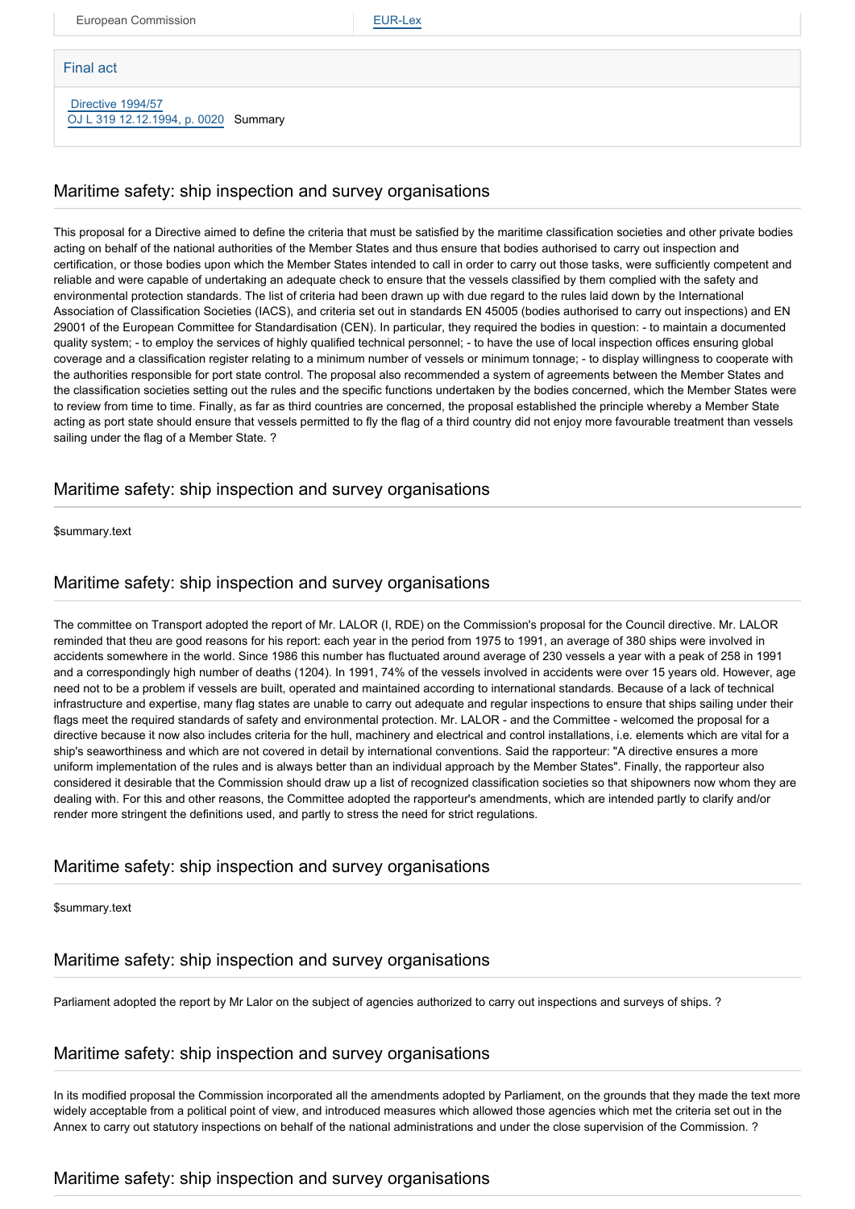| European Commission | EUR-Lex |
| --- | --- |

Final act

Directive 1994/57
OJ L 319 12.12.1994, p. 0020 Summary

## Maritime safety: ship inspection and survey organisations

This proposal for a Directive aimed to define the criteria that must be satisfied by the maritime classification societies and other private bodies acting on behalf of the national authorities of the Member States and thus ensure that bodies authorised to carry out inspection and certification, or those bodies upon which the Member States intended to call in order to carry out those tasks, were sufficiently competent and reliable and were capable of undertaking an adequate check to ensure that the vessels classified by them complied with the safety and environmental protection standards. The list of criteria had been drawn up with due regard to the rules laid down by the International Association of Classification Societies (IACS), and criteria set out in standards EN 45005 (bodies authorised to carry out inspections) and EN 29001 of the European Committee for Standardisation (CEN). In particular, they required the bodies in question: - to maintain a documented quality system; - to employ the services of highly qualified technical personnel; - to have the use of local inspection offices ensuring global coverage and a classification register relating to a minimum number of vessels or minimum tonnage; - to display willingness to cooperate with the authorities responsible for port state control. The proposal also recommended a system of agreements between the Member States and the classification societies setting out the rules and the specific functions undertaken by the bodies concerned, which the Member States were to review from time to time. Finally, as far as third countries are concerned, the proposal established the principle whereby a Member State acting as port state should ensure that vessels permitted to fly the flag of a third country did not enjoy more favourable treatment than vessels sailing under the flag of a Member State. ?

## Maritime safety: ship inspection and survey organisations

$summary.text

## Maritime safety: ship inspection and survey organisations

The committee on Transport adopted the report of Mr. LALOR (I, RDE) on the Commission's proposal for the Council directive. Mr. LALOR reminded that theu are good reasons for his report: each year in the period from 1975 to 1991, an average of 380 ships were involved in accidents somewhere in the world. Since 1986 this number has fluctuated around average of 230 vessels a year with a peak of 258 in 1991 and a correspondingly high number of deaths (1204). In 1991, 74% of the vessels involved in accidents were over 15 years old. However, age need not to be a problem if vessels are built, operated and maintained according to international standards. Because of a lack of technical infrastructure and expertise, many flag states are unable to carry out adequate and regular inspections to ensure that ships sailing under their flags meet the required standards of safety and environmental protection. Mr. LALOR - and the Committee - welcomed the proposal for a directive because it now also includes criteria for the hull, machinery and electrical and control installations, i.e. elements which are vital for a ship's seaworthiness and which are not covered in detail by international conventions. Said the rapporteur: "A directive ensures a more uniform implementation of the rules and is always better than an individual approach by the Member States". Finally, the rapporteur also considered it desirable that the Commission should draw up a list of recognized classification societies so that shipowners now whom they are dealing with. For this and other reasons, the Committee adopted the rapporteur's amendments, which are intended partly to clarify and/or render more stringent the definitions used, and partly to stress the need for strict regulations.

## Maritime safety: ship inspection and survey organisations

$summary.text

## Maritime safety: ship inspection and survey organisations

Parliament adopted the report by Mr Lalor on the subject of agencies authorized to carry out inspections and surveys of ships. ?

## Maritime safety: ship inspection and survey organisations

In its modified proposal the Commission incorporated all the amendments adopted by Parliament, on the grounds that they made the text more widely acceptable from a political point of view, and introduced measures which allowed those agencies which met the criteria set out in the Annex to carry out statutory inspections on behalf of the national administrations and under the close supervision of the Commission. ?

## Maritime safety: ship inspection and survey organisations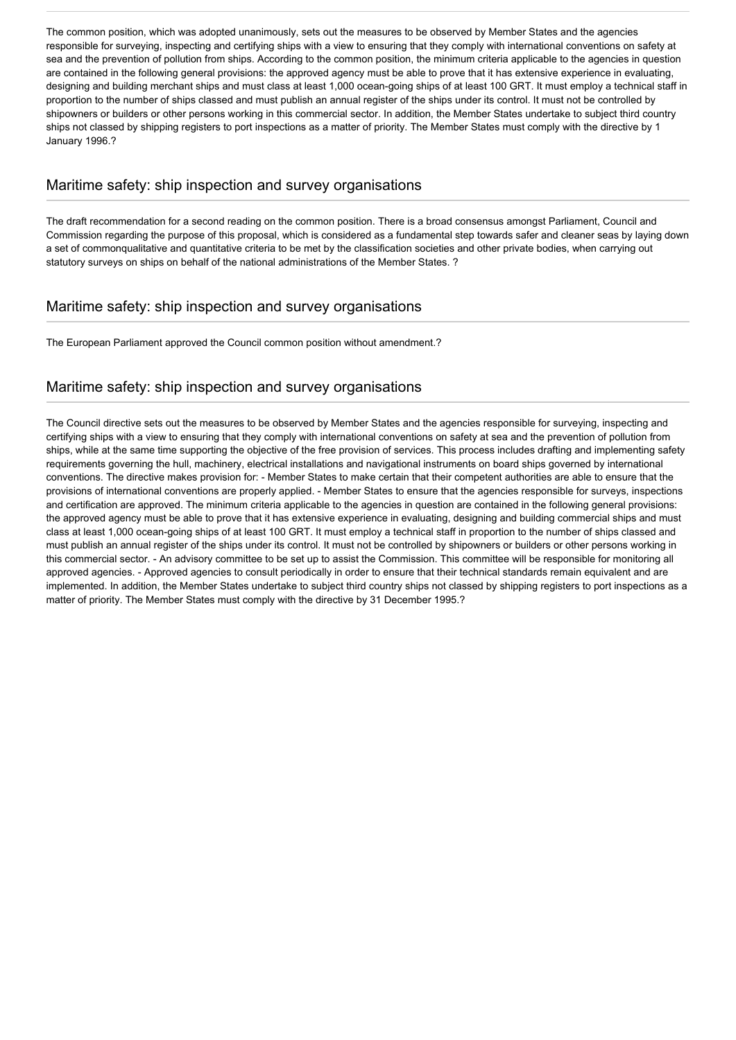The common position, which was adopted unanimously, sets out the measures to be observed by Member States and the agencies responsible for surveying, inspecting and certifying ships with a view to ensuring that they comply with international conventions on safety at sea and the prevention of pollution from ships. According to the common position, the minimum criteria applicable to the agencies in question are contained in the following general provisions: the approved agency must be able to prove that it has extensive experience in evaluating, designing and building merchant ships and must class at least 1,000 ocean-going ships of at least 100 GRT. It must employ a technical staff in proportion to the number of ships classed and must publish an annual register of the ships under its control. It must not be controlled by shipowners or builders or other persons working in this commercial sector. In addition, the Member States undertake to subject third country ships not classed by shipping registers to port inspections as a matter of priority. The Member States must comply with the directive by 1 January 1996.?

## Maritime safety: ship inspection and survey organisations

The draft recommendation for a second reading on the common position. There is a broad consensus amongst Parliament, Council and Commission regarding the purpose of this proposal, which is considered as a fundamental step towards safer and cleaner seas by laying down a set of commonqualitative and quantitative criteria to be met by the classification societies and other private bodies, when carrying out statutory surveys on ships on behalf of the national administrations of the Member States. ?

## Maritime safety: ship inspection and survey organisations

The European Parliament approved the Council common position without amendment.?

## Maritime safety: ship inspection and survey organisations

The Council directive sets out the measures to be observed by Member States and the agencies responsible for surveying, inspecting and certifying ships with a view to ensuring that they comply with international conventions on safety at sea and the prevention of pollution from ships, while at the same time supporting the objective of the free provision of services. This process includes drafting and implementing safety requirements governing the hull, machinery, electrical installations and navigational instruments on board ships governed by international conventions. The directive makes provision for: - Member States to make certain that their competent authorities are able to ensure that the provisions of international conventions are properly applied. - Member States to ensure that the agencies responsible for surveys, inspections and certification are approved. The minimum criteria applicable to the agencies in question are contained in the following general provisions: the approved agency must be able to prove that it has extensive experience in evaluating, designing and building commercial ships and must class at least 1,000 ocean-going ships of at least 100 GRT. It must employ a technical staff in proportion to the number of ships classed and must publish an annual register of the ships under its control. It must not be controlled by shipowners or builders or other persons working in this commercial sector. - An advisory committee to be set up to assist the Commission. This committee will be responsible for monitoring all approved agencies. - Approved agencies to consult periodically in order to ensure that their technical standards remain equivalent and are implemented. In addition, the Member States undertake to subject third country ships not classed by shipping registers to port inspections as a matter of priority. The Member States must comply with the directive by 31 December 1995.?